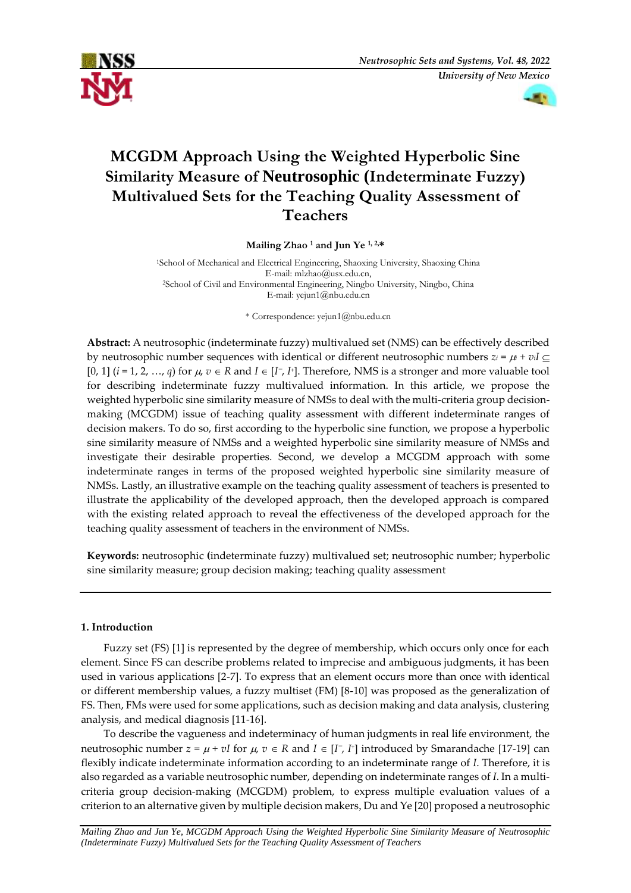# MCGDM Approach Using the Weighted Hyperbolic Sine Similarity Measure of Neutrosophic (Indeterminate Fuzzy) Multivalued Sets for the Teaching Quality Assessment of Teachers

**Mailing Zhao [1] and Jun Ye [1, 2,*]**

[1]School of Mechanical and Electrical Engineering, Shaoxing University, Shaoxing China
E-mail: mlzhao@usx.edu.cn,
[2]School of Civil and Environmental Engineering, Ningbo University, Ningbo, China
E-mail: yejun1@nbu.edu.cn

\* Correspondence: yejun1@nbu.edu.cn

**Abstract:** A neutrosophic (indeterminate fuzzy) multivalued set (NMS) can be effectively described by neutrosophic number sequences with identical or different neutrosophic numbers $z_i = \mu_i + v_i I \subseteq [0, 1]$ ($i = 1, 2, \ldots, q$) for $\mu, v \in R$ and $I \in [I^-, I^+]$. Therefore, NMS is a stronger and more valuable tool for describing indeterminate fuzzy multivalued information. In this article, we propose the weighted hyperbolic sine similarity measure of NMSs to deal with the multi-criteria group decision-making (MCGDM) issue of teaching quality assessment with different indeterminate ranges of decision makers. To do so, first according to the hyperbolic sine function, we propose a hyperbolic sine similarity measure of NMSs and a weighted hyperbolic sine similarity measure of NMSs and investigate their desirable properties. Second, we develop a MCGDM approach with some indeterminate ranges in terms of the proposed weighted hyperbolic sine similarity measure of NMSs. Lastly, an illustrative example on the teaching quality assessment of teachers is presented to illustrate the applicability of the developed approach, then the developed approach is compared with the existing related approach to reveal the effectiveness of the developed approach for the teaching quality assessment of teachers in the environment of NMSs.

**Keywords:** neutrosophic (indeterminate fuzzy) multivalued set; neutrosophic number; hyperbolic sine similarity measure; group decision making; teaching quality assessment

## 1. Introduction

Fuzzy set (FS) [1] is represented by the degree of membership, which occurs only once for each element. Since FS can describe problems related to imprecise and ambiguous judgments, it has been used in various applications [2-7]. To express that an element occurs more than once with identical or different membership values, a fuzzy multiset (FM) [8-10] was proposed as the generalization of FS. Then, FMs were used for some applications, such as decision making and data analysis, clustering analysis, and medical diagnosis [11-16].

To describe the vagueness and indeterminacy of human judgments in real life environment, the neutrosophic number $z = \mu + vI$ for $\mu, v \in R$ and $I \in [I^-, I^+]$ introduced by Smarandache [17-19] can flexibly indicate indeterminate information according to an indeterminate range of $I$. Therefore, it is also regarded as a variable neutrosophic number, depending on indeterminate ranges of $I$. In a multi-criteria group decision-making (MCGDM) problem, to express multiple evaluation values of a criterion to an alternative given by multiple decision makers, Du and Ye [20] proposed a neutrosophic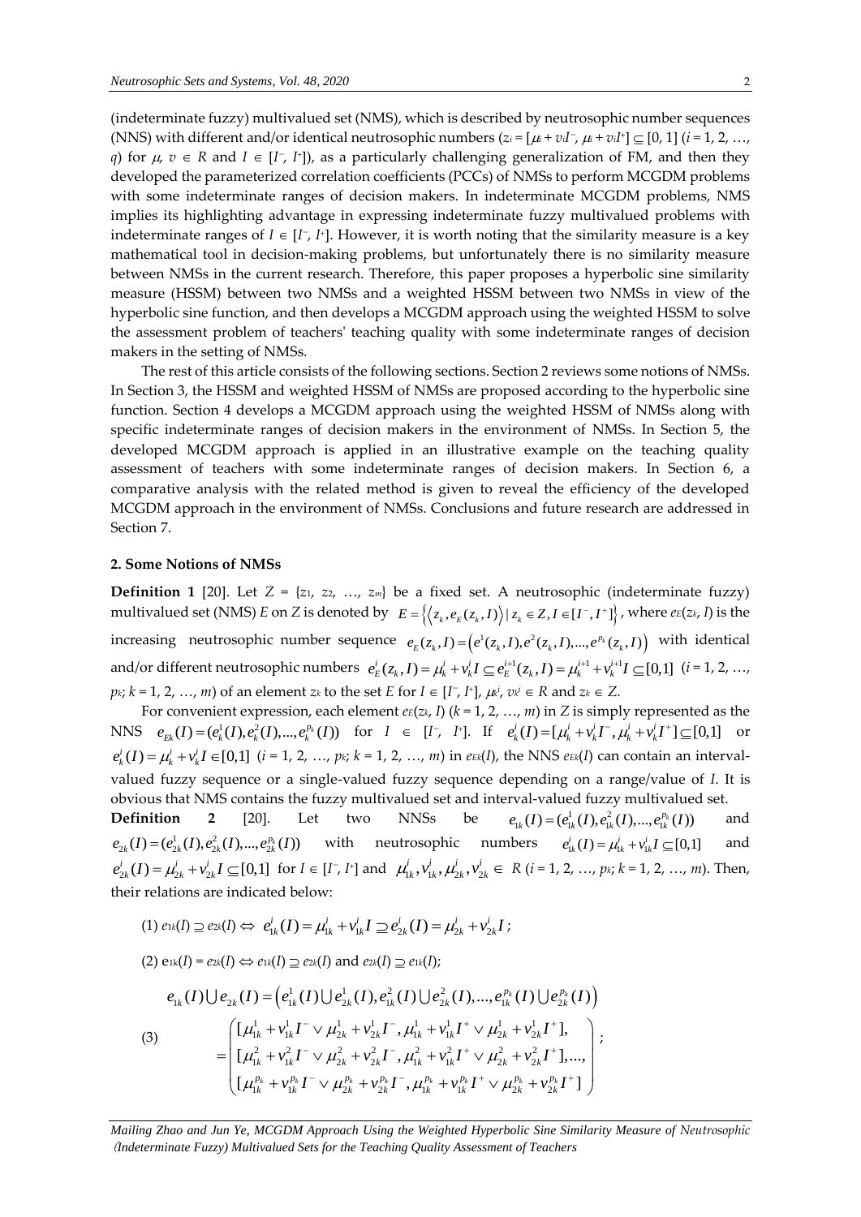(indeterminate fuzzy) multivalued set (NMS), which is described by neutrosophic number sequences (NNS) with different and/or identical neutrosophic numbers ($z_i = [\mu_i + v_i I^-, \mu_i + v_i I^+] \subseteq [0, 1]$ ($i = 1, 2, \ldots, q$) for $\mu, v \in R$ and $I \in [I^-, I^+]$), as a particularly challenging generalization of FM, and then they developed the parameterized correlation coefficients (PCCs) of NMSs to perform MCGDM problems with some indeterminate ranges of decision makers. In indeterminate MCGDM problems, NMS implies its highlighting advantage in expressing indeterminate fuzzy multivalued problems with indeterminate ranges of $I \in [I^-, I^+]$. However, it is worth noting that the similarity measure is a key mathematical tool in decision-making problems, but unfortunately there is no similarity measure between NMSs in the current research. Therefore, this paper proposes a hyperbolic sine similarity measure (HSSM) between two NMSs and a weighted HSSM between two NMSs in view of the hyperbolic sine function, and then develops a MCGDM approach using the weighted HSSM to solve the assessment problem of teachers' teaching quality with some indeterminate ranges of decision makers in the setting of NMSs.

The rest of this article consists of the following sections. Section 2 reviews some notions of NMSs. In Section 3, the HSSM and weighted HSSM of NMSs are proposed according to the hyperbolic sine function. Section 4 develops a MCGDM approach using the weighted HSSM of NMSs along with specific indeterminate ranges of decision makers in the environment of NMSs. In Section 5, the developed MCGDM approach is applied in an illustrative example on the teaching quality assessment of teachers with some indeterminate ranges of decision makers. In Section 6, a comparative analysis with the related method is given to reveal the efficiency of the developed MCGDM approach in the environment of NMSs. Conclusions and future research are addressed in Section 7.

## 2. Some Notions of NMSs

**Definition 1** [20]. Let $Z = \{z_1, z_2, \ldots, z_m\}$ be a fixed set. A neutrosophic (indeterminate fuzzy) multivalued set (NMS) $E$ on $Z$ is denoted by $E = \left\{ \left\langle z_k, e_E(z_k, I) \right\rangle \mid z_k \in Z, I \in [I^-, I^+] \right\}$, where $e_E(z_k, I)$ is the increasing neutrosophic number sequence $e_E(z_k, I) = \left( e^1(z_k, I), e^2(z_k, I), \ldots, e^{p_k}(z_k, I) \right)$ with identical and/or different neutrosophic numbers $e_E^i(z_k, I) = \mu_k^i + v_k^i I \subseteq e_E^{i+1}(z_k, I) = \mu_k^{i+1} + v_k^{i+1} I \subseteq [0,1]$ ($i = 1, 2, \ldots, p_k$; $k = 1, 2, \ldots, m$) of an element $z_k$ to the set $E$ for $I \in [I^-, I^+]$, $\mu_k^i, v_k^i \in R$ and $z_k \in Z$.

For convenient expression, each element $e_E(z_k, I)$ ($k = 1, 2, \ldots, m$) in $Z$ is simply represented as the NNS $e_{Ek}(I) = (e_k^1(I), e_k^2(I), \ldots, e_k^{p_k}(I))$ for $I \in [I^-, I^+]$. If $e_k^i(I) = [\mu_k^i + v_k^i I^-, \mu_k^i + v_k^i I^+] \subseteq [0,1]$ or $e_k^i(I) = \mu_k^i + v_k^i I \in [0,1]$ ($i = 1, 2, \ldots, p_k$; $k = 1, 2, \ldots, m$) in $e_{Ek}(I)$, the NNS $e_{Ek}(I)$ can contain an interval-valued fuzzy sequence or a single-valued fuzzy sequence depending on a range/value of $I$. It is obvious that NMS contains the fuzzy multivalued set and interval-valued fuzzy multivalued set.

**Definition 2** [20]. Let two NNSs be $e_{1k}(I) = (e_{1k}^1(I), e_{1k}^2(I), \ldots, e_{1k}^{p_k}(I))$ and $e_{2k}(I) = (e_{2k}^1(I), e_{2k}^2(I), \ldots, e_{2k}^{p_k}(I))$ with neutrosophic numbers $e_{1k}^i(I) = \mu_{1k}^i + v_{1k}^i I \subseteq [0,1]$ and $e_{2k}^i(I) = \mu_{2k}^i + v_{2k}^i I \subseteq [0,1]$ for $I \in [I^-, I^+]$ and $\mu_{1k}^i, v_{1k}^i, \mu_{2k}^i, v_{2k}^i \in R$ ($i = 1, 2, \ldots, p_k$; $k = 1, 2, \ldots, m$). Then, their relations are indicated below:

(1) $e_{1k}(I) \supseteq e_{2k}(I) \Leftrightarrow e_{1k}^i(I) = \mu_{1k}^i + v_{1k}^i I \supseteq e_{2k}^i(I) = \mu_{2k}^i + v_{2k}^i I$;

(2) $e_{1k}(I) = e_{2k}(I) \Leftrightarrow e_{1k}(I) \supseteq e_{2k}(I)$ and $e_{2k}(I) \supseteq e_{1k}(I)$;

(3)
$$
\begin{aligned}
e_{1k}(I) \cup e_{2k}(I) &= \left( e_{1k}^1(I) \cup e_{2k}^1(I), e_{1k}^2(I) \cup e_{2k}^2(I), \ldots, e_{1k}^{p_k}(I) \cup e_{2k}^{p_k}(I) \right) \\
&= \begin{pmatrix} [\mu_{1k}^1 + v_{1k}^1 I^- \vee \mu_{2k}^1 + v_{2k}^1 I^-, \mu_{1k}^1 + v_{1k}^1 I^+ \vee \mu_{2k}^1 + v_{2k}^1 I^+], \\ [\mu_{1k}^2 + v_{1k}^2 I^- \vee \mu_{2k}^2 + v_{2k}^2 I^-, \mu_{1k}^2 + v_{1k}^2 I^+ \vee \mu_{2k}^2 + v_{2k}^2 I^+], \ldots, \\ [\mu_{1k}^{p_k} + v_{1k}^{p_k} I^- \vee \mu_{2k}^{p_k} + v_{2k}^{p_k} I^-, \mu_{1k}^{p_k} + v_{1k}^{p_k} I^+ \vee \mu_{2k}^{p_k} + v_{2k}^{p_k} I^+] \end{pmatrix};
\end{aligned}
$$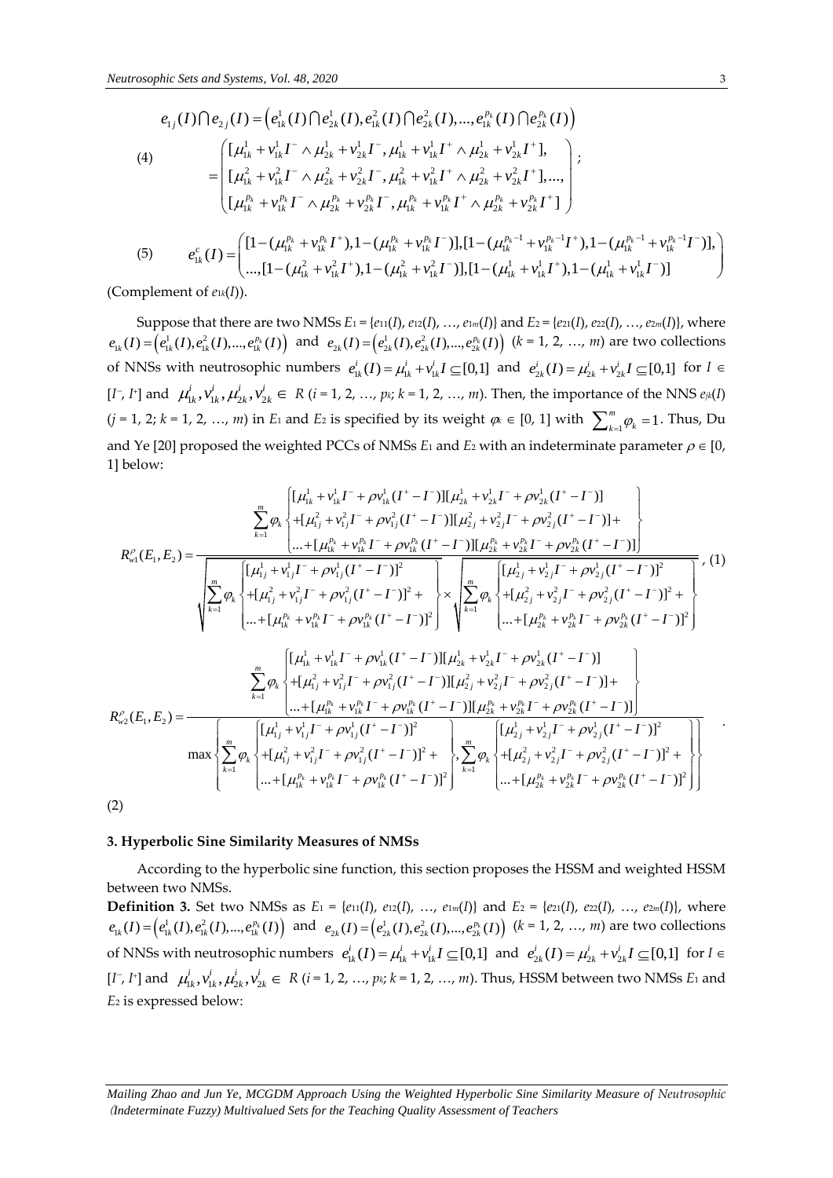$$e_{1j}(I)\cap e_{2j}(I)=\left(e_{1k}^{1}(I)\cap e_{2k}^{1}(I),e_{1k}^{2}(I)\cap e_{2k}^{2}(I),...,e_{1k}^{p_k}(I)\cap e_{2k}^{p_k}(I)\right)$$

(4)
$$=\begin{pmatrix}[\mu_{1k}^{1}+v_{1k}^{1}I^{-}\wedge\mu_{2k}^{1}+v_{2k}^{1}I^{-},\mu_{1k}^{1}+v_{1k}^{1}I^{+}\wedge\mu_{2k}^{1}+v_{2k}^{1}I^{+}],\\ [\mu_{1k}^{2}+v_{1k}^{2}I^{-}\wedge\mu_{2k}^{2}+v_{2k}^{2}I^{-},\mu_{1k}^{2}+v_{1k}^{2}I^{+}\wedge\mu_{2k}^{2}+v_{2k}^{2}I^{+}],...,\\ [\mu_{1k}^{p_k}+v_{1k}^{p_k}I^{-}\wedge\mu_{2k}^{p_k}+v_{2k}^{p_k}I^{-},\mu_{1k}^{p_k}+v_{1k}^{p_k}I^{+}\wedge\mu_{2k}^{p_k}+v_{2k}^{p_k}I^{+}]\end{pmatrix};$$

(5)
$$e_{1k}^{c}(I)=\begin{pmatrix}[1-(\mu_{1k}^{p_k}+v_{1k}^{p_k}I^{+}),1-(\mu_{1k}^{p_k}+v_{1k}^{p_k}I^{-})],[1-(\mu_{1k}^{p_k-1}+v_{1k}^{p_k-1}I^{+}),1-(\mu_{1k}^{p_k-1}+v_{1k}^{p_k-1}I^{-})],\\ ...,[1-(\mu_{1k}^{2}+v_{1k}^{2}I^{+}),1-(\mu_{1k}^{2}+v_{1k}^{2}I^{-})],[1-(\mu_{1k}^{1}+v_{1k}^{1}I^{+}),1-(\mu_{1k}^{1}+v_{1k}^{1}I^{-})]\end{pmatrix}$$

(Complement of $e_{1k}(I)$).

Suppose that there are two NMSs $E_1 = \{e_{11}(I), e_{12}(I), \ldots, e_{1m}(I)\}$ and $E_2 = \{e_{21}(I), e_{22}(I), \ldots, e_{2m}(I)\}$, where $e_{1k}(I)=\left(e_{1k}^{1}(I),e_{1k}^{2}(I),...,e_{1k}^{p_k}(I)\right)$ and $e_{2k}(I)=\left(e_{2k}^{1}(I),e_{2k}^{2}(I),...,e_{2k}^{p_k}(I)\right)$ ($k = 1, 2, \ldots, m$) are two collections of NNSs with neutrosophic numbers $e_{1k}^{i}(I)=\mu_{1k}^{i}+v_{1k}^{i}I\subseteq[0,1]$ and $e_{2k}^{i}(I)=\mu_{2k}^{i}+v_{2k}^{i}I\subseteq[0,1]$ for $I \in [I^-, I^+]$ and $\mu_{1k}^{i},v_{1k}^{i},\mu_{2k}^{i},v_{2k}^{i}\in R$ ($i = 1, 2, \ldots, p_k$; $k = 1, 2, \ldots, m$). Then, the importance of the NNS $e_{jk}(I)$ ($j = 1, 2$; $k = 1, 2, \ldots, m$) in $E_1$ and $E_2$ is specified by its weight $\varphi_k \in [0, 1]$ with $\sum_{k=1}^{m}\varphi_k=1$. Thus, Du and Ye [20] proposed the weighted PCCs of NMSs $E_1$ and $E_2$ with an indeterminate parameter $\rho \in [0, 1]$ below:

$$R_{w1}^{\rho}(E_1,E_2)=\frac{\sum_{k=1}^{m}\varphi_k\left\{\begin{aligned}&[\mu_{1k}^{1}+v_{1k}^{1}I^{-}+\rho v_{1k}^{1}(I^{+}-I^{-})][\mu_{2k}^{1}+v_{2k}^{1}I^{-}+\rho v_{2k}^{1}(I^{+}-I^{-})]\\&+[\mu_{1j}^{2}+v_{1j}^{2}I^{-}+\rho v_{1j}^{2}(I^{+}-I^{-})][\mu_{2j}^{2}+v_{2j}^{2}I^{-}+\rho v_{2j}^{2}(I^{+}-I^{-})]+\\&...+[\mu_{1k}^{p_k}+v_{1k}^{p_k}I^{-}+\rho v_{1k}^{p_k}(I^{+}-I^{-})][\mu_{2k}^{p_k}+v_{2k}^{p_k}I^{-}+\rho v_{2k}^{p_k}(I^{+}-I^{-})]\end{aligned}\right\}}{\sqrt{\sum_{k=1}^{m}\varphi_k\left\{\begin{aligned}&[\mu_{1j}^{1}+v_{1j}^{1}I^{-}+\rho v_{1j}^{1}(I^{+}-I^{-})]^2\\&+[\mu_{1j}^{2}+v_{1j}^{2}I^{-}+\rho v_{1j}^{2}(I^{+}-I^{-})]^2+\\&...+[\mu_{1k}^{p_k}+v_{1k}^{p_k}I^{-}+\rho v_{1k}^{p_k}(I^{+}-I^{-})]^2\end{aligned}\right\}}\times\sqrt{\sum_{k=1}^{m}\varphi_k\left\{\begin{aligned}&[\mu_{2j}^{1}+v_{2j}^{1}I^{-}+\rho v_{2j}^{1}(I^{+}-I^{-})]^2\\&+[\mu_{2j}^{2}+v_{2j}^{2}I^{-}+\rho v_{2j}^{2}(I^{+}-I^{-})]^2+\\&...+[\mu_{2k}^{p_k}+v_{2k}^{p_k}I^{-}+\rho v_{2k}^{p_k}(I^{+}-I^{-})]^2\end{aligned}\right\}}}, \quad (1)$$

$$R_{w2}^{\rho}(E_1,E_2)=\frac{\sum_{k=1}^{m}\varphi_k\left\{\begin{aligned}&[\mu_{1k}^{1}+v_{1k}^{1}I^{-}+\rho v_{1k}^{1}(I^{+}-I^{-})][\mu_{2k}^{1}+v_{2k}^{1}I^{-}+\rho v_{2k}^{1}(I^{+}-I^{-})]\\&+[\mu_{1j}^{2}+v_{1j}^{2}I^{-}+\rho v_{1j}^{2}(I^{+}-I^{-})][\mu_{2j}^{2}+v_{2j}^{2}I^{-}+\rho v_{2j}^{2}(I^{+}-I^{-})]+\\&...+[\mu_{1k}^{p_k}+v_{1k}^{p_k}I^{-}+\rho v_{1k}^{p_k}(I^{+}-I^{-})][\mu_{2k}^{p_k}+v_{2k}^{p_k}I^{-}+\rho v_{2k}^{p_k}(I^{+}-I^{-})]\end{aligned}\right\}}{\max\left\{\sum_{k=1}^{m}\varphi_k\left\{\begin{aligned}&[\mu_{1j}^{1}+v_{1j}^{1}I^{-}+\rho v_{1j}^{1}(I^{+}-I^{-})]^2\\&+[\mu_{1j}^{2}+v_{1j}^{2}I^{-}+\rho v_{1j}^{2}(I^{+}-I^{-})]^2+\\&...+[\mu_{1k}^{p_k}+v_{1k}^{p_k}I^{-}+\rho v_{1k}^{p_k}(I^{+}-I^{-})]^2\end{aligned}\right\},\sum_{k=1}^{m}\varphi_k\left\{\begin{aligned}&[\mu_{2j}^{1}+v_{2j}^{1}I^{-}+\rho v_{2j}^{1}(I^{+}-I^{-})]^2\\&+[\mu_{2j}^{2}+v_{2j}^{2}I^{-}+\rho v_{2j}^{2}(I^{+}-I^{-})]^2+\\&...+[\mu_{2k}^{p_k}+v_{2k}^{p_k}I^{-}+\rho v_{2k}^{p_k}(I^{+}-I^{-})]^2\end{aligned}\right\}\right\}}.$$

(2)

### 3. Hyperbolic Sine Similarity Measures of NMSs

According to the hyperbolic sine function, this section proposes the HSSM and weighted HSSM between two NMSs.

**Definition 3.** Set two NMSs as $E_1 = \{e_{11}(I), e_{12}(I), \ldots, e_{1m}(I)\}$ and $E_2 = \{e_{21}(I), e_{22}(I), \ldots, e_{2m}(I)\}$, where $e_{1k}(I)=\left(e_{1k}^{1}(I),e_{1k}^{2}(I),...,e_{1k}^{p_k}(I)\right)$ and $e_{2k}(I)=\left(e_{2k}^{1}(I),e_{2k}^{2}(I),...,e_{2k}^{p_k}(I)\right)$ ($k = 1, 2, \ldots, m$) are two collections of NNSs with neutrosophic numbers $e_{1k}^{i}(I)=\mu_{1k}^{i}+v_{1k}^{i}I\subseteq[0,1]$ and $e_{2k}^{i}(I)=\mu_{2k}^{i}+v_{2k}^{i}I\subseteq[0,1]$ for $I \in [I^-, I^+]$ and $\mu_{1k}^{i},v_{1k}^{i},\mu_{2k}^{i},v_{2k}^{i}\in R$ ($i = 1, 2, \ldots, p_k$; $k = 1, 2, \ldots, m$). Thus, HSSM between two NMSs $E_1$ and $E_2$ is expressed below: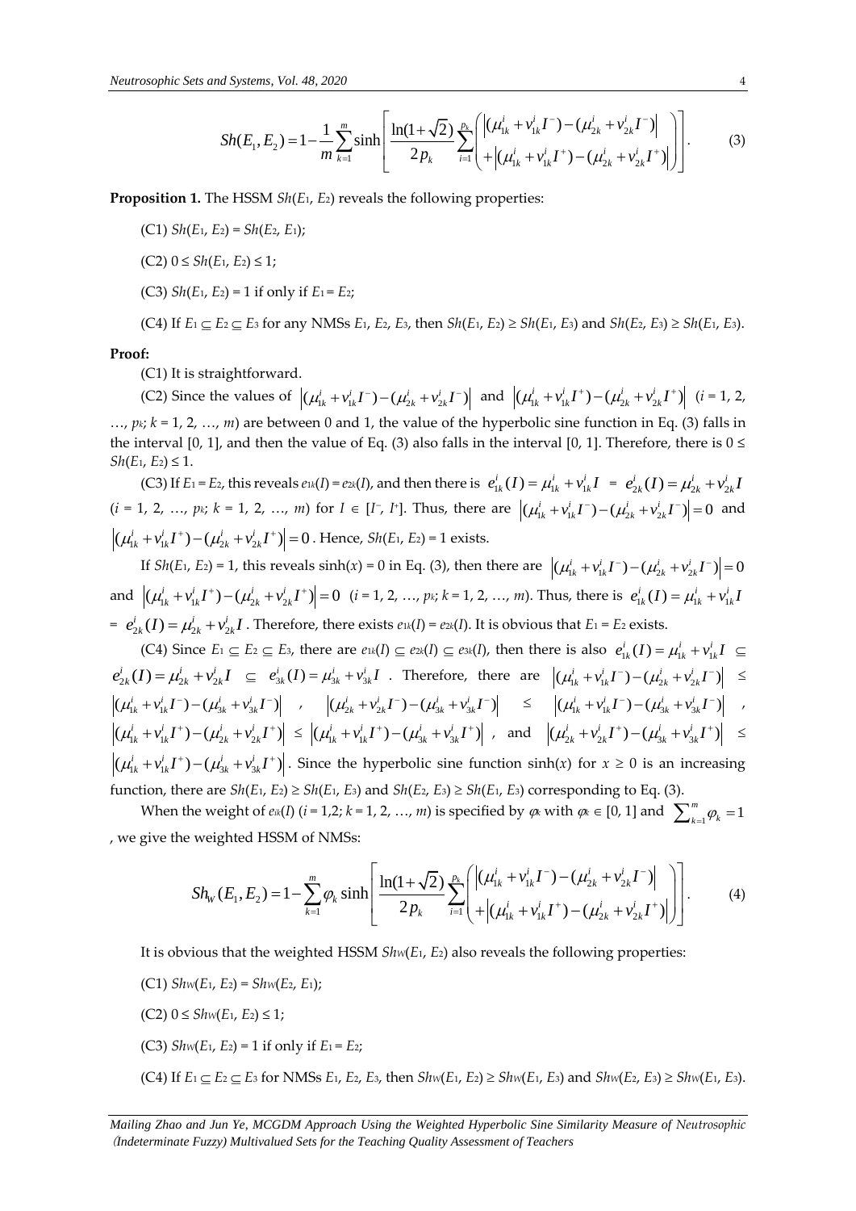$$Sh(E_1, E_2) = 1 - \frac{1}{m}\sum_{k=1}^{m} \sinh\left[\frac{\ln(1+\sqrt{2})}{2p_k}\sum_{i=1}^{p_k}\left(\begin{array}{l}\left|(\mu_{1k}^i + v_{1k}^i I^-) - (\mu_{2k}^i + v_{2k}^i I^-)\right| \\ +\left|(\mu_{1k}^i + v_{1k}^i I^+) - (\mu_{2k}^i + v_{2k}^i I^+)\right|\end{array}\right)\right]. \quad (3)$$

**Proposition 1.** The HSSM $Sh(E_1, E_2)$ reveals the following properties:

(C1) $Sh(E_1, E_2) = Sh(E_2, E_1)$;

(C2) $0 \leq Sh(E_1, E_2) \leq 1$;

(C3) $Sh(E_1, E_2) = 1$ if only if $E_1 = E_2$;

(C4) If $E_1 \subseteq E_2 \subseteq E_3$ for any NMSs $E_1$, $E_2$, $E_3$, then $Sh(E_1, E_2) \geq Sh(E_1, E_3)$ and $Sh(E_2, E_3) \geq Sh(E_1, E_3)$.

**Proof:**

(C1) It is straightforward.

(C2) Since the values of $\left|(\mu_{1k}^i + v_{1k}^i I^-) - (\mu_{2k}^i + v_{2k}^i I^-)\right|$ and $\left|(\mu_{1k}^i + v_{1k}^i I^+) - (\mu_{2k}^i + v_{2k}^i I^+)\right|$ ($i$ = 1, 2, …, $p_k$; $k$ = 1, 2, …, $m$) are between 0 and 1, the value of the hyperbolic sine function in Eq. (3) falls in the interval [0, 1], and then the value of Eq. (3) also falls in the interval [0, 1]. Therefore, there is $0 \leq Sh(E_1, E_2) \leq 1$.

(C3) If $E_1 = E_2$, this reveals $e_{1k}(I) = e_{2k}(I)$, and then there is $e_{1k}^i(I) = \mu_{1k}^i + v_{1k}^i I = e_{2k}^i(I) = \mu_{2k}^i + v_{2k}^i I$ ($i$ = 1, 2, …, $p_k$; $k$ = 1, 2, …, $m$) for $I \in [I^-, I^+]$. Thus, there are $\left|(\mu_{1k}^i + v_{1k}^i I^-) - (\mu_{2k}^i + v_{2k}^i I^-)\right| = 0$ and $\left|(\mu_{1k}^i + v_{1k}^i I^+) - (\mu_{2k}^i + v_{2k}^i I^+)\right| = 0$. Hence, $Sh(E_1, E_2) = 1$ exists.

If $Sh(E_1, E_2) = 1$, this reveals $\sinh(x) = 0$ in Eq. (3), then there are $\left|(\mu_{1k}^i + v_{1k}^i I^-) - (\mu_{2k}^i + v_{2k}^i I^-)\right| = 0$ and $\left|(\mu_{1k}^i + v_{1k}^i I^+) - (\mu_{2k}^i + v_{2k}^i I^+)\right| = 0$ ($i$ = 1, 2, …, $p_k$; $k$ = 1, 2, …, $m$). Thus, there is $e_{1k}^i(I) = \mu_{1k}^i + v_{1k}^i I$ $= e_{2k}^i(I) = \mu_{2k}^i + v_{2k}^i I$. Therefore, there exists $e_{1k}(I) = e_{2k}(I)$. It is obvious that $E_1 = E_2$ exists.

(C4) Since $E_1 \subseteq E_2 \subseteq E_3$, there are $e_{1k}(I) \subseteq e_{2k}(I) \subseteq e_{3k}(I)$, then there is also $e_{1k}^i(I) = \mu_{1k}^i + v_{1k}^i I \subseteq e_{2k}^i(I) = \mu_{2k}^i + v_{2k}^i I \subseteq e_{3k}^i(I) = \mu_{3k}^i + v_{3k}^i I$. Therefore, there are $\left|(\mu_{1k}^i + v_{1k}^i I^-) - (\mu_{2k}^i + v_{2k}^i I^-)\right| \leq \left|(\mu_{1k}^i + v_{1k}^i I^-) - (\mu_{3k}^i + v_{3k}^i I^-)\right|$, $\left|(\mu_{2k}^i + v_{2k}^i I^-) - (\mu_{3k}^i + v_{3k}^i I^-)\right| \leq \left|(\mu_{1k}^i + v_{1k}^i I^-) - (\mu_{3k}^i + v_{3k}^i I^-)\right|$, $\left|(\mu_{1k}^i + v_{1k}^i I^+) - (\mu_{2k}^i + v_{2k}^i I^+)\right| \leq \left|(\mu_{1k}^i + v_{1k}^i I^+) - (\mu_{3k}^i + v_{3k}^i I^+)\right|$, and $\left|(\mu_{2k}^i + v_{2k}^i I^+) - (\mu_{3k}^i + v_{3k}^i I^+)\right| \leq \left|(\mu_{1k}^i + v_{1k}^i I^+) - (\mu_{3k}^i + v_{3k}^i I^+)\right|$. Since the hyperbolic sine function $\sinh(x)$ for $x \geq 0$ is an increasing function, there are $Sh(E_1, E_2) \geq Sh(E_1, E_3)$ and $Sh(E_2, E_3) \geq Sh(E_1, E_3)$ corresponding to Eq. (3).

When the weight of $e_{ik}(I)$ ($i$ = 1,2; $k$ = 1, 2, …, $m$) is specified by $\varphi_k$ with $\varphi_k \in [0, 1]$ and $\sum_{k=1}^{m} \varphi_k = 1$, we give the weighted HSSM of NMSs:

$$Sh_W(E_1, E_2) = 1 - \sum_{k=1}^{m} \varphi_k \sinh\left[\frac{\ln(1+\sqrt{2})}{2p_k}\sum_{i=1}^{p_k}\left(\begin{array}{l}\left|(\mu_{1k}^i + v_{1k}^i I^-) - (\mu_{2k}^i + v_{2k}^i I^-)\right| \\ +\left|(\mu_{1k}^i + v_{1k}^i I^+) - (\mu_{2k}^i + v_{2k}^i I^+)\right|\end{array}\right)\right]. \quad (4)$$

It is obvious that the weighted HSSM $Sh_W(E_1, E_2)$ also reveals the following properties:

(C1) $Sh_W(E_1, E_2) = Sh_W(E_2, E_1)$;

(C2) $0 \leq Sh_W(E_1, E_2) \leq 1$;

(C3) $Sh_W(E_1, E_2) = 1$ if only if $E_1 = E_2$;

(C4) If $E_1 \subseteq E_2 \subseteq E_3$ for NMSs $E_1$, $E_2$, $E_3$, then $Sh_W(E_1, E_2) \geq Sh_W(E_1, E_3)$ and $Sh_W(E_2, E_3) \geq Sh_W(E_1, E_3)$.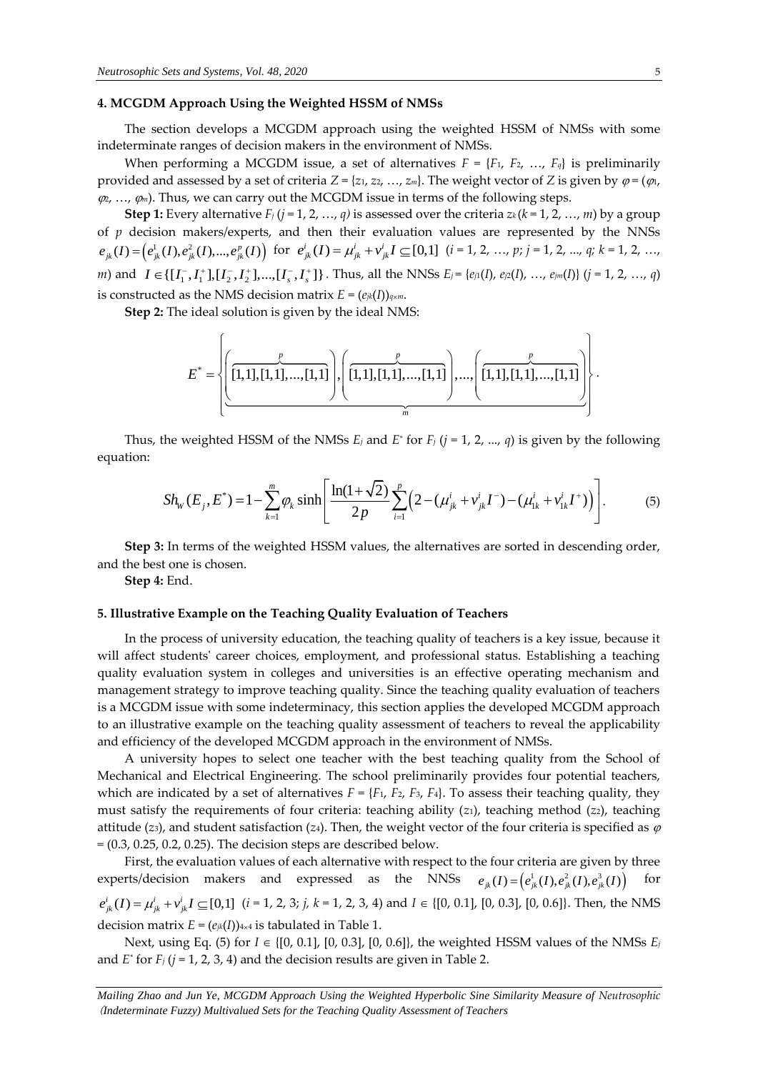## 4. MCGDM Approach Using the Weighted HSSM of NMSs

The section develops a MCGDM approach using the weighted HSSM of NMSs with some indeterminate ranges of decision makers in the environment of NMSs.

When performing a MCGDM issue, a set of alternatives $F = \{F_1, F_2, \ldots, F_q\}$ is preliminarily provided and assessed by a set of criteria $Z = \{z_1, z_2, \ldots, z_m\}$. The weight vector of $Z$ is given by $\varphi = (\varphi_1, \varphi_2, \ldots, \varphi_m)$. Thus, we can carry out the MCGDM issue in terms of the following steps.

**Step 1:** Every alternative $F_j$ ($j = 1, 2, \ldots, q$) is assessed over the criteria $z_k$ ($k = 1, 2, \ldots, m$) by a group of $p$ decision makers/experts, and then their evaluation values are represented by the NNSs $e_{jk}(I) = \left(e_{jk}^1(I), e_{jk}^2(I), \ldots, e_{jk}^p(I)\right)$ for $e_{jk}^i(I) = \mu_{jk}^i + v_{jk}^i I \subseteq [0,1]$ ($i = 1, 2, \ldots, p$; $j = 1, 2, \ldots, q$; $k = 1, 2, \ldots, m$) and $I \in \{[I_1^-, I_1^+], [I_2^-, I_2^+], \ldots, [I_s^-, I_s^+]\}$. Thus, all the NNSs $E_j = \{e_{j1}(I), e_{j2}(I), \ldots, e_{jm}(I)\}$ ($j = 1, 2, \ldots, q$) is constructed as the NMS decision matrix $E = (e_{jk}(I))_{q\times m}$.

**Step 2:** The ideal solution is given by the ideal NMS:

$$E^* = \left\{ \underbrace{\left( \overbrace{[1,1],[1,1],\ldots,[1,1]}^{p} \right), \left( \overbrace{[1,1],[1,1],\ldots,[1,1]}^{p} \right), \ldots, \left( \overbrace{[1,1],[1,1],\ldots,[1,1]}^{p} \right)}_{m} \right\}.$$

Thus, the weighted HSSM of the NMSs $E_j$ and $E^*$ for $F_j$ ($j = 1, 2, \ldots, q$) is given by the following equation:

$$Sh_W(E_j, E^*) = 1 - \sum_{k=1}^{m} \varphi_k \sinh\left[ \frac{\ln(1+\sqrt{2})}{2p} \sum_{i=1}^{p} \left( 2 - (\mu_{jk}^i + v_{jk}^i I^-) - (\mu_{1k}^i + v_{1k}^i I^+) \right) \right]. \quad (5)$$

**Step 3:** In terms of the weighted HSSM values, the alternatives are sorted in descending order, and the best one is chosen.

**Step 4:** End.

## 5. Illustrative Example on the Teaching Quality Evaluation of Teachers

In the process of university education, the teaching quality of teachers is a key issue, because it will affect students' career choices, employment, and professional status. Establishing a teaching quality evaluation system in colleges and universities is an effective operating mechanism and management strategy to improve teaching quality. Since the teaching quality evaluation of teachers is a MCGDM issue with some indeterminacy, this section applies the developed MCGDM approach to an illustrative example on the teaching quality assessment of teachers to reveal the applicability and efficiency of the developed MCGDM approach in the environment of NMSs.

A university hopes to select one teacher with the best teaching quality from the School of Mechanical and Electrical Engineering. The school preliminarily provides four potential teachers, which are indicated by a set of alternatives $F = \{F_1, F_2, F_3, F_4\}$. To assess their teaching quality, they must satisfy the requirements of four criteria: teaching ability ($z_1$), teaching method ($z_2$), teaching attitude ($z_3$), and student satisfaction ($z_4$). Then, the weight vector of the four criteria is specified as $\varphi = (0.3, 0.25, 0.2, 0.25)$. The decision steps are described below.

First, the evaluation values of each alternative with respect to the four criteria are given by three experts/decision makers and expressed as the NNSs $e_{jk}(I) = \left(e_{jk}^1(I), e_{jk}^2(I), e_{jk}^3(I)\right)$ for $e_{jk}^i(I) = \mu_{jk}^i + v_{jk}^i I \subseteq [0,1]$ ($i = 1, 2, 3$; $j, k = 1, 2, 3, 4$) and $I \in \{[0, 0.1], [0, 0.3], [0, 0.6]\}$. Then, the NMS decision matrix $E = (e_{jk}(I))_{4\times 4}$ is tabulated in Table 1.

Next, using Eq. (5) for $I \in \{[0, 0.1], [0, 0.3], [0, 0.6]\}$, the weighted HSSM values of the NMSs $E_j$ and $E^*$ for $F_j$ ($j = 1, 2, 3, 4$) and the decision results are given in Table 2.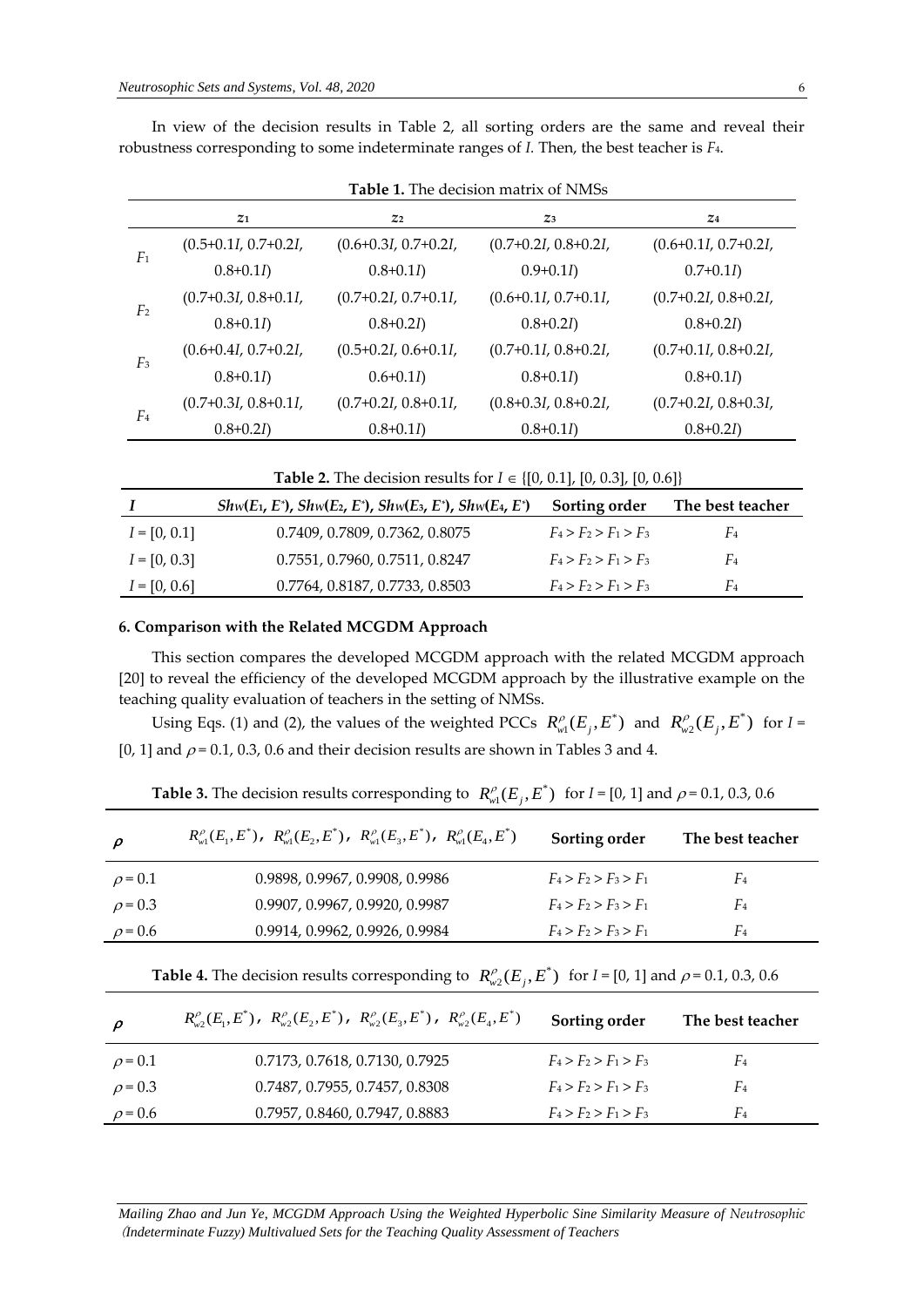In view of the decision results in Table 2, all sorting orders are the same and reveal their robustness corresponding to some indeterminate ranges of $I$. Then, the best teacher is $F_4$.

**Table 1.** The decision matrix of NMSs

| | $z_1$ | $z_2$ | $z_3$ | $z_4$ |
|---|---|---|---|---|
| $F_1$ | (0.5+0.1$I$, 0.7+0.2$I$, 0.8+0.1$I$) | (0.6+0.3$I$, 0.7+0.2$I$, 0.8+0.1$I$) | (0.7+0.2$I$, 0.8+0.2$I$, 0.9+0.1$I$) | (0.6+0.1$I$, 0.7+0.2$I$, 0.7+0.1$I$) |
| $F_2$ | (0.7+0.3$I$, 0.8+0.1$I$, 0.8+0.1$I$) | (0.6+0.2$I$, 0.7+0.1$I$, 0.8+0.2$I$) | (0.6+0.1$I$, 0.7+0.1$I$, 0.8+0.2$I$) | (0.7+0.2$I$, 0.8+0.2$I$, 0.8+0.2$I$) |
| $F_3$ | (0.6+0.4$I$, 0.7+0.2$I$, 0.8+0.1$I$) | (0.5+0.2$I$, 0.6+0.1$I$, 0.6+0.1$I$) | (0.7+0.1$I$, 0.8+0.2$I$, 0.8+0.1$I$) | (0.7+0.1$I$, 0.8+0.2$I$, 0.8+0.1$I$) |
| $F_4$ | (0.7+0.3$I$, 0.8+0.1$I$, 0.8+0.2$I$) | (0.7+0.2$I$, 0.8+0.1$I$, 0.8+0.1$I$) | (0.8+0.3$I$, 0.8+0.2$I$, 0.8+0.1$I$) | (0.7+0.2$I$, 0.8+0.3$I$, 0.8+0.2$I$) |

**Table 2.** The decision results for $I \in$ {[0, 0.1], [0, 0.3], [0, 0.6]}

| $I$ | $Shw(E_1, E^*)$, $Shw(E_2, E^*)$, $Shw(E_3, E^*)$, $Shw(E_4, E^*)$ | Sorting order | The best teacher |
|---|---|---|---|
| $I$ = [0, 0.1] | 0.7409, 0.7809, 0.7362, 0.8075 | $F_4 > F_2 > F_1 > F_3$ | $F_4$ |
| $I$ = [0, 0.3] | 0.7551, 0.7960, 0.7511, 0.8247 | $F_4 > F_2 > F_1 > F_3$ | $F_4$ |
| $I$ = [0, 0.6] | 0.7764, 0.8187, 0.7733, 0.8503 | $F_4 > F_2 > F_1 > F_3$ | $F_4$ |

## 6. Comparison with the Related MCGDM Approach

This section compares the developed MCGDM approach with the related MCGDM approach [20] to reveal the efficiency of the developed MCGDM approach by the illustrative example on the teaching quality evaluation of teachers in the setting of NMSs.

Using Eqs. (1) and (2), the values of the weighted PCCs $R_{w1}^{\rho}(E_j, E^*)$ and $R_{w2}^{\rho}(E_j, E^*)$ for $I$ = [0, 1] and $\rho$ = 0.1, 0.3, 0.6 and their decision results are shown in Tables 3 and 4.

**Table 3.** The decision results corresponding to $R_{w1}^{\rho}(E_j, E^*)$ for $I$ = [0, 1] and $\rho$ = 0.1, 0.3, 0.6

| $\rho$ | $R_{w1}^{\rho}(E_1, E^*)$, $R_{w1}^{\rho}(E_2, E^*)$, $R_{w1}^{\rho}(E_3, E^*)$, $R_{w1}^{\rho}(E_4, E^*)$ | Sorting order | The best teacher |
|---|---|---|---|
| $\rho$ = 0.1 | 0.9898, 0.9967, 0.9908, 0.9986 | $F_4 > F_2 > F_3 > F_1$ | $F_4$ |
| $\rho$ = 0.3 | 0.9907, 0.9967, 0.9920, 0.9987 | $F_4 > F_2 > F_3 > F_1$ | $F_4$ |
| $\rho$ = 0.6 | 0.9914, 0.9962, 0.9926, 0.9984 | $F_4 > F_2 > F_3 > F_1$ | $F_4$ |

**Table 4.** The decision results corresponding to $R_{w2}^{\rho}(E_j, E^*)$ for $I$ = [0, 1] and $\rho$ = 0.1, 0.3, 0.6

| $\rho$ | $R_{w2}^{\rho}(E_1, E^*)$, $R_{w2}^{\rho}(E_2, E^*)$, $R_{w2}^{\rho}(E_3, E^*)$, $R_{w2}^{\rho}(E_4, E^*)$ | Sorting order | The best teacher |
|---|---|---|---|
| $\rho$ = 0.1 | 0.7173, 0.7618, 0.7130, 0.7925 | $F_4 > F_2 > F_1 > F_3$ | $F_4$ |
| $\rho$ = 0.3 | 0.7487, 0.7955, 0.7457, 0.8308 | $F_4 > F_2 > F_1 > F_3$ | $F_4$ |
| $\rho$ = 0.6 | 0.7957, 0.8460, 0.7947, 0.8883 | $F_4 > F_2 > F_1 > F_3$ | $F_4$ |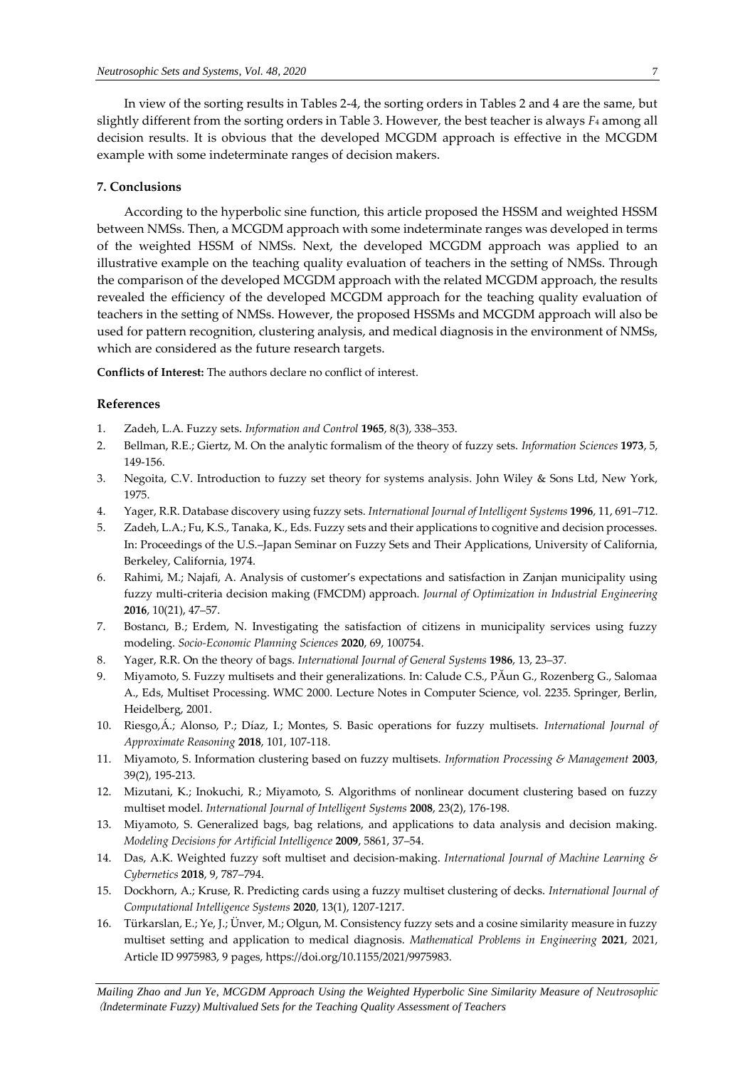In view of the sorting results in Tables 2-4, the sorting orders in Tables 2 and 4 are the same, but slightly different from the sorting orders in Table 3. However, the best teacher is always $F_4$ among all decision results. It is obvious that the developed MCGDM approach is effective in the MCGDM example with some indeterminate ranges of decision makers.

### 7. Conclusions

According to the hyperbolic sine function, this article proposed the HSSM and weighted HSSM between NMSs. Then, a MCGDM approach with some indeterminate ranges was developed in terms of the weighted HSSM of NMSs. Next, the developed MCGDM approach was applied to an illustrative example on the teaching quality evaluation of teachers in the setting of NMSs. Through the comparison of the developed MCGDM approach with the related MCGDM approach, the results revealed the efficiency of the developed MCGDM approach for the teaching quality evaluation of teachers in the setting of NMSs. However, the proposed HSSMs and MCGDM approach will also be used for pattern recognition, clustering analysis, and medical diagnosis in the environment of NMSs, which are considered as the future research targets.

**Conflicts of Interest:** The authors declare no conflict of interest.

## References

1. Zadeh, L.A. Fuzzy sets. *Information and Control* **1965**, 8(3), 338–353.
2. Bellman, R.E.; Giertz, M. On the analytic formalism of the theory of fuzzy sets. *Information Sciences* **1973**, 5, 149-156.
3. Negoita, C.V. Introduction to fuzzy set theory for systems analysis. John Wiley & Sons Ltd, New York, 1975.
4. Yager, R.R. Database discovery using fuzzy sets. *International Journal of Intelligent Systems* **1996**, 11, 691–712.
5. Zadeh, L.A.; Fu, K.S., Tanaka, K., Eds. Fuzzy sets and their applications to cognitive and decision processes. In: Proceedings of the U.S.–Japan Seminar on Fuzzy Sets and Their Applications, University of California, Berkeley, California, 1974.
6. Rahimi, M.; Najafi, A. Analysis of customer's expectations and satisfaction in Zanjan municipality using fuzzy multi-criteria decision making (FMCDM) approach. *Journal of Optimization in Industrial Engineering* **2016**, 10(21), 47–57.
7. Bostancı, B.; Erdem, N. Investigating the satisfaction of citizens in municipality services using fuzzy modeling. *Socio-Economic Planning Sciences* **2020**, 69, 100754.
8. Yager, R.R. On the theory of bags. *International Journal of General Systems* **1986**, 13, 23–37.
9. Miyamoto, S. Fuzzy multisets and their generalizations. In: Calude C.S., PĂun G., Rozenberg G., Salomaa A., Eds, Multiset Processing. WMC 2000. Lecture Notes in Computer Science, vol. 2235. Springer, Berlin, Heidelberg, 2001.
10. Riesgo,Á.; Alonso, P.; Díaz, I.; Montes, S. Basic operations for fuzzy multisets. *International Journal of Approximate Reasoning* **2018**, 101, 107-118.
11. Miyamoto, S. Information clustering based on fuzzy multisets. *Information Processing & Management* **2003**, 39(2), 195-213.
12. Mizutani, K.; Inokuchi, R.; Miyamoto, S. Algorithms of nonlinear document clustering based on fuzzy multiset model. *International Journal of Intelligent Systems* **2008**, 23(2), 176-198.
13. Miyamoto, S. Generalized bags, bag relations, and applications to data analysis and decision making. *Modeling Decisions for Artificial Intelligence* **2009**, 5861, 37–54.
14. Das, A.K. Weighted fuzzy soft multiset and decision-making. *International Journal of Machine Learning & Cybernetics* **2018**, 9, 787–794.
15. Dockhorn, A.; Kruse, R. Predicting cards using a fuzzy multiset clustering of decks. *International Journal of Computational Intelligence Systems* **2020**, 13(1), 1207-1217.
16. Türkarslan, E.; Ye, J.; Ünver, M.; Olgun, M. Consistency fuzzy sets and a cosine similarity measure in fuzzy multiset setting and application to medical diagnosis. *Mathematical Problems in Engineering* **2021**, 2021, Article ID 9975983, 9 pages, https://doi.org/10.1155/2021/9975983.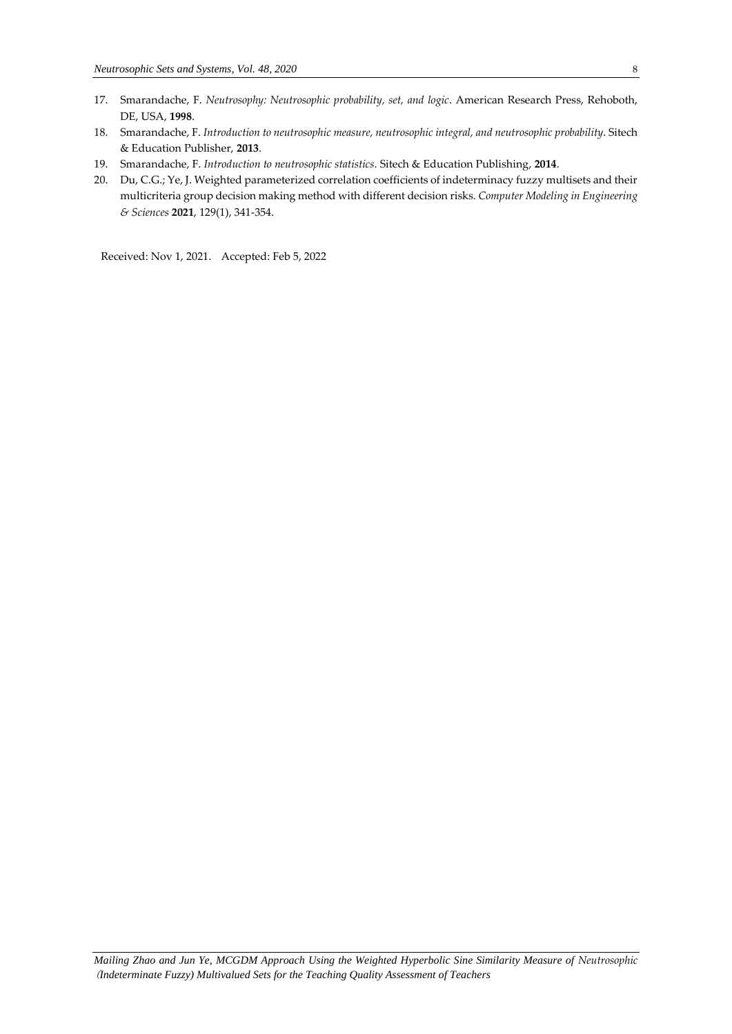17. Smarandache, F. *Neutrosophy: Neutrosophic probability, set, and logic*. American Research Press, Rehoboth, DE, USA, **1998**.
18. Smarandache, F. *Introduction to neutrosophic measure, neutrosophic integral, and neutrosophic probability*. Sitech & Education Publisher, **2013**.
19. Smarandache, F. *Introduction to neutrosophic statistics*. Sitech & Education Publishing, **2014**.
20. Du, C.G.; Ye, J. Weighted parameterized correlation coefficients of indeterminacy fuzzy multisets and their multicriteria group decision making method with different decision risks. *Computer Modeling in Engineering & Sciences* **2021**, 129(1), 341-354.

Received: Nov 1, 2021. Accepted: Feb 5, 2022